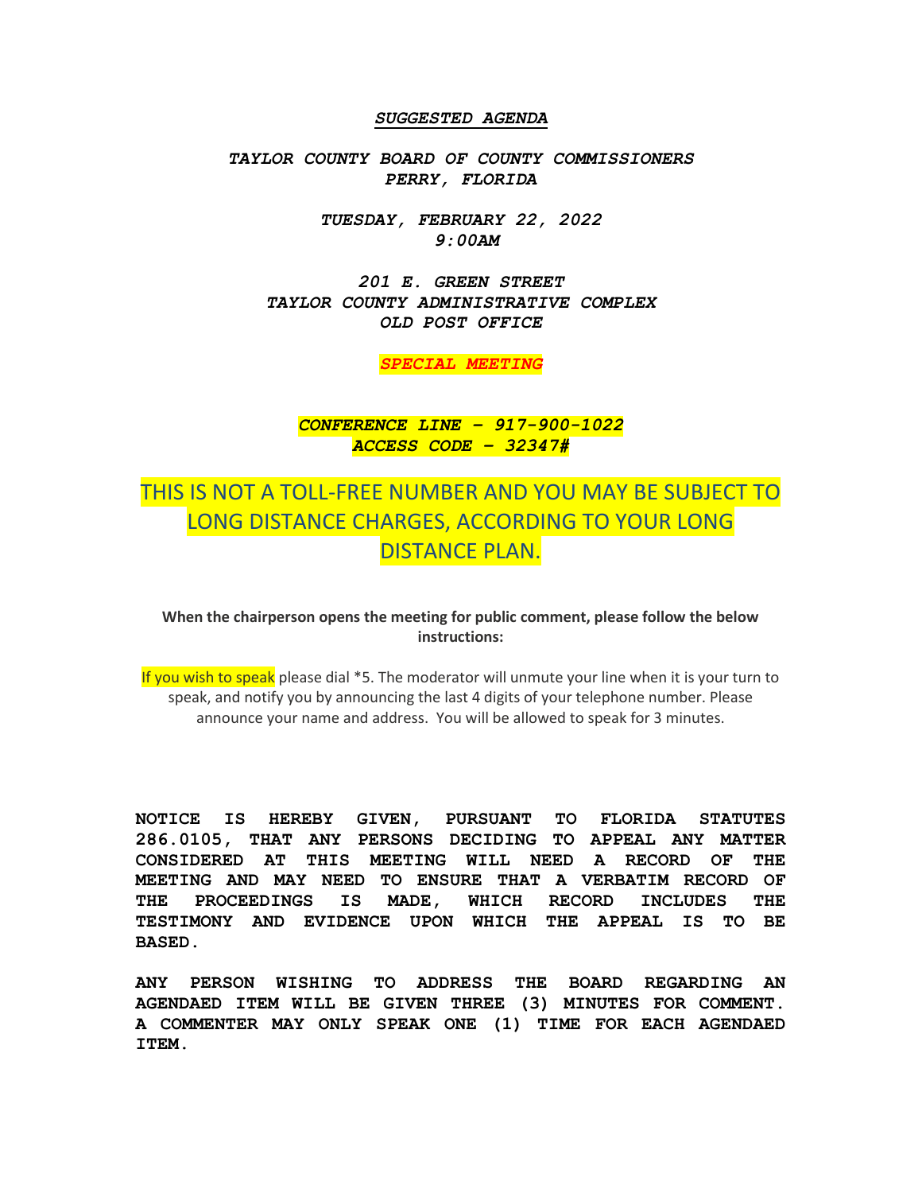***SUGGESTED AGENDA***

***TAYLOR COUNTY BOARD OF COUNTY COMMISSIONERS***
***PERRY, FLORIDA***

***TUESDAY, FEBRUARY 22, 2022***
***9:00AM***

***201 E. GREEN STREET***
***TAYLOR COUNTY ADMINISTRATIVE COMPLEX***
***OLD POST OFFICE***

***SPECIAL MEETING***

***CONFERENCE LINE – 917-900-1022***
***ACCESS CODE – 32347#***

THIS IS NOT A TOLL-FREE NUMBER AND YOU MAY BE SUBJECT TO LONG DISTANCE CHARGES, ACCORDING TO YOUR LONG DISTANCE PLAN.

**When the chairperson opens the meeting for public comment, please follow the below instructions:**

If you wish to speak please dial *5. The moderator will unmute your line when it is your turn to speak, and notify you by announcing the last 4 digits of your telephone number. Please announce your name and address. You will be allowed to speak for 3 minutes.

**NOTICE IS HEREBY GIVEN, PURSUANT TO FLORIDA STATUTES 286.0105, THAT ANY PERSONS DECIDING TO APPEAL ANY MATTER CONSIDERED AT THIS MEETING WILL NEED A RECORD OF THE MEETING AND MAY NEED TO ENSURE THAT A VERBATIM RECORD OF THE PROCEEDINGS IS MADE, WHICH RECORD INCLUDES THE TESTIMONY AND EVIDENCE UPON WHICH THE APPEAL IS TO BE BASED.**

**ANY PERSON WISHING TO ADDRESS THE BOARD REGARDING AN AGENDAED ITEM WILL BE GIVEN THREE (3) MINUTES FOR COMMENT. A COMMENTER MAY ONLY SPEAK ONE (1) TIME FOR EACH AGENDAED ITEM.**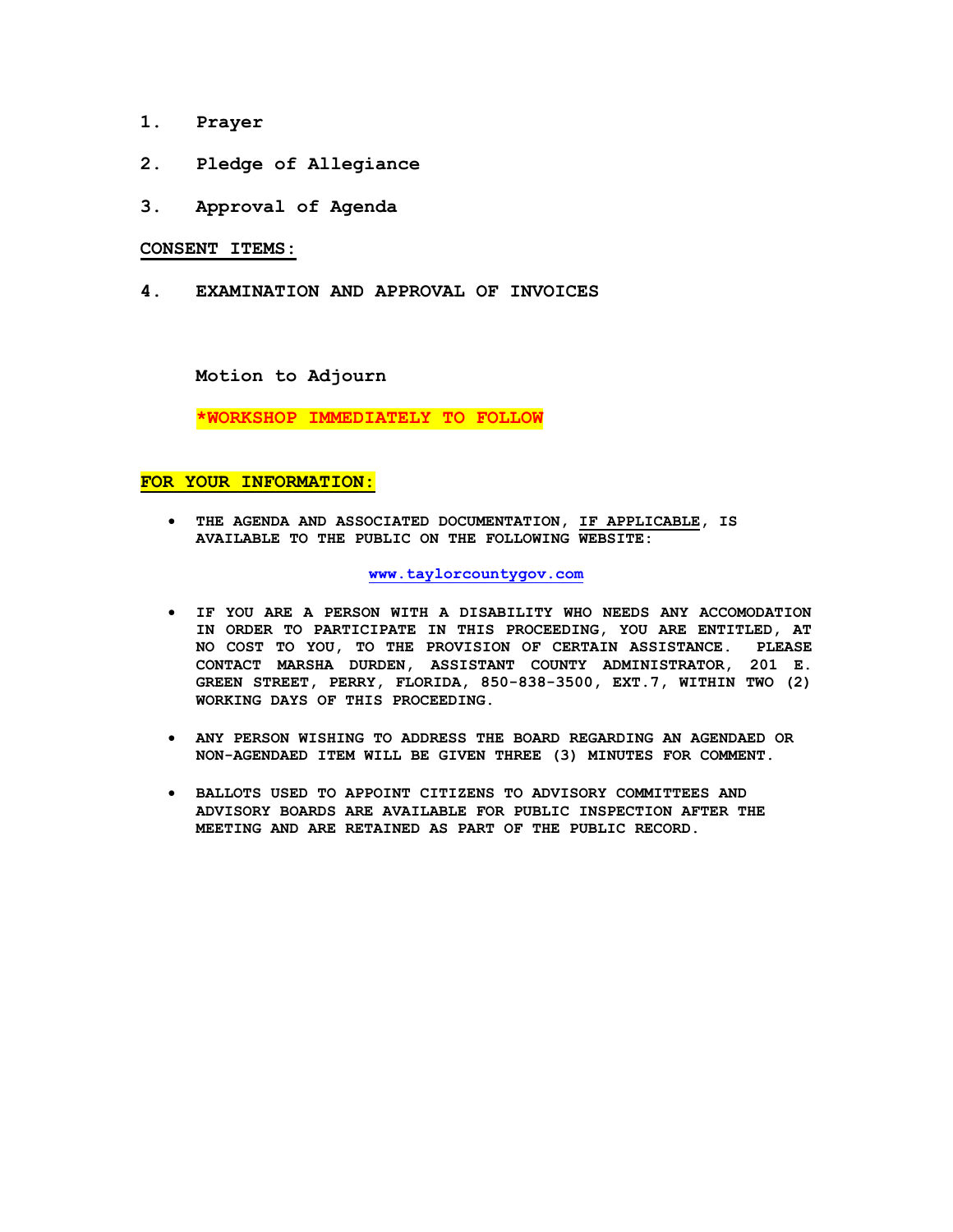1. **Prayer**

2. **Pledge of Allegiance**

3. **Approval of Agenda**

**CONSENT ITEMS:**

4. **EXAMINATION AND APPROVAL OF INVOICES**

**Motion to Adjourn**

**\*WORKSHOP IMMEDIATELY TO FOLLOW**

**FOR YOUR INFORMATION:**

- **THE AGENDA AND ASSOCIATED DOCUMENTATION, IF APPLICABLE, IS AVAILABLE TO THE PUBLIC ON THE FOLLOWING WEBSITE:**

  **www.taylorcountygov.com**

- **IF YOU ARE A PERSON WITH A DISABILITY WHO NEEDS ANY ACCOMODATION IN ORDER TO PARTICIPATE IN THIS PROCEEDING, YOU ARE ENTITLED, AT NO COST TO YOU, TO THE PROVISION OF CERTAIN ASSISTANCE. PLEASE CONTACT MARSHA DURDEN, ASSISTANT COUNTY ADMINISTRATOR, 201 E. GREEN STREET, PERRY, FLORIDA, 850-838-3500, EXT.7, WITHIN TWO (2) WORKING DAYS OF THIS PROCEEDING.**

- **ANY PERSON WISHING TO ADDRESS THE BOARD REGARDING AN AGENDAED OR NON-AGENDAED ITEM WILL BE GIVEN THREE (3) MINUTES FOR COMMENT.**

- **BALLOTS USED TO APPOINT CITIZENS TO ADVISORY COMMITTEES AND ADVISORY BOARDS ARE AVAILABLE FOR PUBLIC INSPECTION AFTER THE MEETING AND ARE RETAINED AS PART OF THE PUBLIC RECORD.**